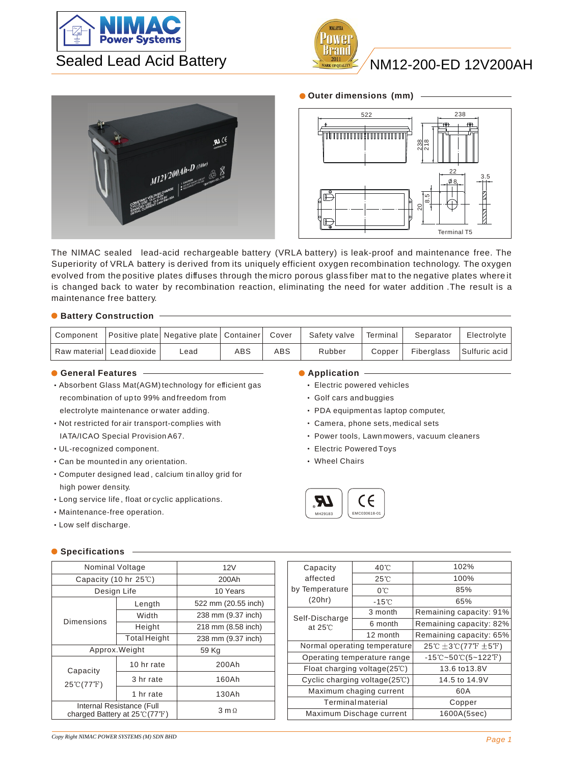NIMAC Power Systems

Sealed Lead Acid Battery

# NM12-200-ED 12V200AH

## Outer dimensions (mm)

The NIMAC sealed lead-acid rechargeable battery (VRLA battery) is leak-proof and maintenance free. The Superiority of VRLA battery is derived from its uniquely efficient oxygen recombination technology. The oxygen evolved from the positive plates diffuses through the micro porous glass fiber mat to the negative plates where it is changed back to water by recombination reaction, eliminating the need for water addition .The result is a maintenance free battery.

## Battery Construction

| Component | Positive plate | Negative plate | Container | Cover | Safety valve | Terminal | Separator | Electrolyte |
|---|---|---|---|---|---|---|---|---|
| Raw material | Lead dioxide | Lead | ABS | ABS | Rubber | Copper | Fiberglass | Sulfuric acid |

## General Features

- Absorbent Glass Mat(AGM) technology for efficient gas recombination of up to 99% and freedom from electrolyte maintenance or water adding.
- Not restricted for air transport-complies with IATA/ICAO Special Provision A67.
- UL-recognized component.
- Can be mounted in any orientation.
- Computer designed lead, calcium tin alloy grid for high power density.
- Long service life, float or cyclic applications.
- Maintenance-free operation.
- Low self discharge.

## Application

- Electric powered vehicles
- Golf cars and buggies
- PDA equipment as laptop computer,
- Camera, phone sets, medical sets
- Power tools, Lawn mowers, vacuum cleaners
- Electric Powered Toys
- Wheel Chairs

MH29183 EMC030618-01

## Specifications

| | | |
|---|---|---|
| Nominal Voltage | | 12V |
| Capacity (10 hr 25℃) | | 200Ah |
| Design Life | | 10 Years |
| Dimensions | Length | 522 mm (20.55 inch) |
| | Width | 238 mm (9.37 inch) |
| | Height | 218 mm (8.58 inch) |
| | Total Height | 238 mm (9.37 inch) |
| Approx.Weight | | 59 Kg |
| Capacity 25℃(77℉) | 10 hr rate | 200Ah |
| | 3 hr rate | 160Ah |
| | 1 hr rate | 130Ah |
| Internal Resistance (Full charged Battery at 25℃(77℉) | | 3 mΩ |

| | | |
|---|---|---|
| Capacity affected by Temperature (20hr) | 40℃ | 102% |
| | 25℃ | 100% |
| | 0℃ | 85% |
| | -15℃ | 65% |
| Self-Discharge at 25℃ | 3 month | Remaining capacity: 91% |
| | 6 month | Remaining capacity: 82% |
| | 12 month | Remaining capacity: 65% |
| Normal operating temperature | | 25℃ ±3℃(77℉ ±5℉) |
| Operating temperature range | | -15℃~50℃(5~122℉) |
| Float charging voltage(25℃) | | 13.6 to13.8V |
| Cyclic charging voltage(25℃) | | 14.5 to 14.9V |
| Maximum chaging current | | 60A |
| Terminal material | | Copper |
| Maximum Dischage current | | 1600A(5sec) |

*Copy Right NIMAC POWER SYSTEMS (M) SDN BHD*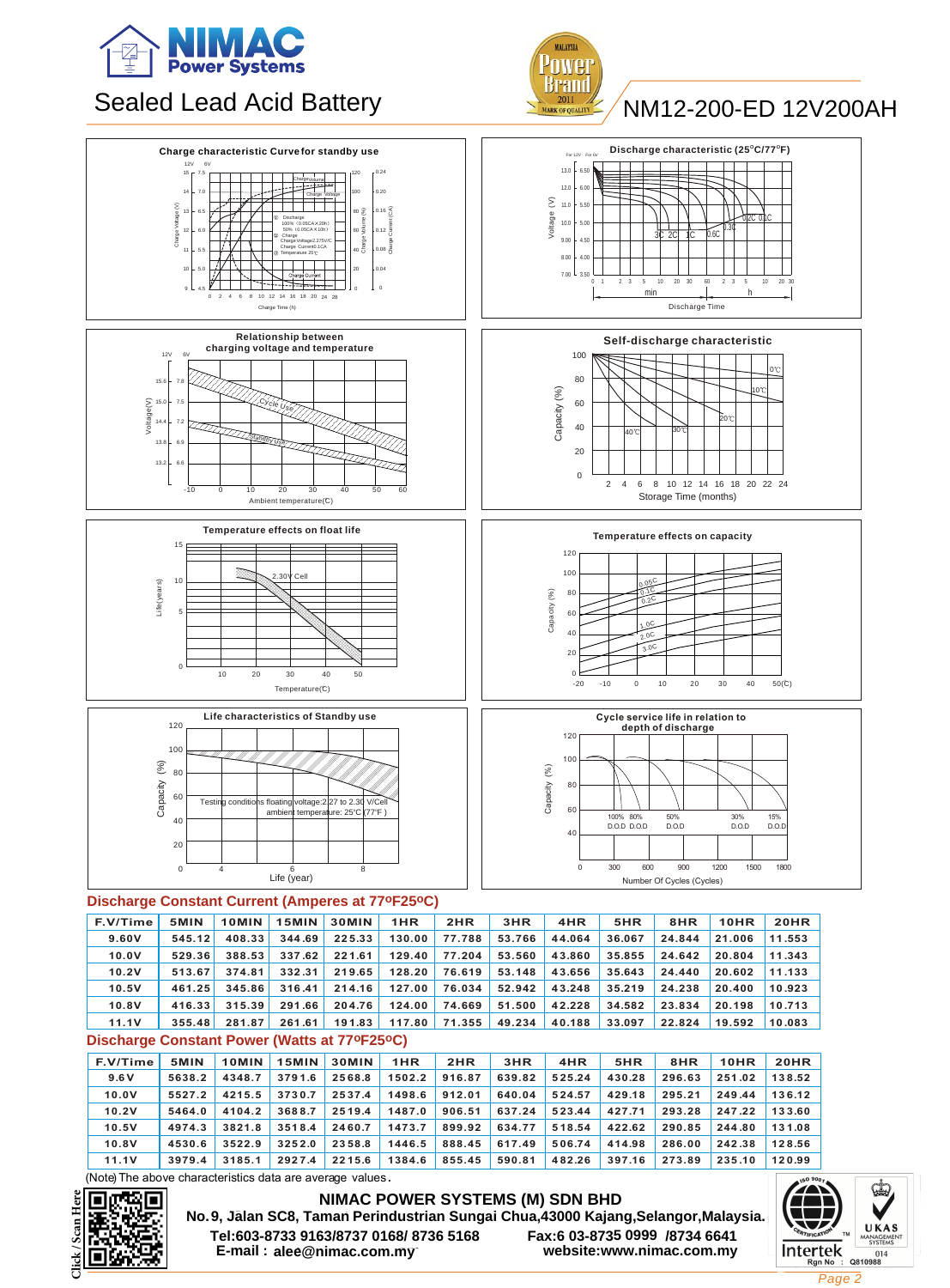NIMAC Power Systems

# Sealed Lead Acid Battery

MALAYSIA Power Brand 2011 MARK OF QUALITY

## NM12-200-ED 12V200AH

### Charge characteristic Curve for standby use

12V 6V

15 7.5
14 7.0
13 6.5
12 6.0
11 5.5
10 5.0
9 4.5

Charge Voltage (V)

Charge Volume (%)

Charge Current (CA)

120 100 80 60 40 20 0

0.24 0.20 0.16 0.12 0.08 0.04 0

Charge Volume

Charge Voltage

① Discharge 100% (0.05CA X 20h) 50% (0.05CA X 10h)
② Charge Charge Voltage2.275V/C Charge Current0.1CA
③ Temperature 25℃

Charge Current

0 2 4 6 8 10 12 14 16 18 20 24 28

Charge Time (h)

### Discharge characteristic (25°C/77°F)

For 12V For 6V

13.0 6.50
12.0 6.00
11.0 5.50
10.0 5.00
9.00 4.50
8.00 4.00
7.00 3.50

Voltage (V)

0.05C 0.1C 0.2C 0.3C 0.6C 1C 2C 3C

0 1 2 3 5 10 20 30 60 2 3 5 10 20 30

min h

Discharge Time

### Relationship between charging voltage and temperature

12V 6V

15.6 7.8
15.0 7.5
14.4 7.2
13.8 6.9
13.2 6.6

Voltage(V)

Cycle Use

Standby Use

-10 0 10 20 30 40 50 60

Ambient temperature(C)

### Self-discharge characteristic

Capacity (%)

100 80 60 40 20 0

0℃ 10℃ 20℃ 30℃ 40℃

2 4 6 8 10 12 14 16 18 20 22 24

Storage Time (months)

### Temperature effects on float life

Life(years)

15 10 5 0

2.30V Cell

10 20 30 40 50

Temperature(C)

### Temperature effects on capacity

Capacity (%)

120 100 80 60 40 20 0

0.05C 0.1C 0.2C 1.0C 2.0C 3.0C

-20 -10 0 10 20 30 40 50(C)

### Life characteristics of Standby use

Capacity (%)

120 100 80 60 40 20 0

Testing conditions floating voltage:2.27 to 2.30 V/Cell ambient temperature: 25°C (77°F)

4 6 8

Life (year)

### Cycle service life in relation to depth of discharge

Capacity (%)

120 100 80 60 40

100% D.O.D 80% D.O.D 50% D.O.D 30% D.O.D 15% D.O.D

0 300 600 900 1200 1500 1800

Number Of Cycles (Cycles)

### Discharge Constant Current (Amperes at 77ºF25ºC)

| F.V/Time | 5MIN | 10MIN | 15MIN | 30MIN | 1HR | 2HR | 3HR | 4HR | 5HR | 8HR | 10HR | 20HR |
|---|---|---|---|---|---|---|---|---|---|---|---|---|
| 9.60V | 545.12 | 408.33 | 344.69 | 225.33 | 130.00 | 77.788 | 53.766 | 44.064 | 36.067 | 24.844 | 21.006 | 11.553 |
| 10.0V | 529.36 | 388.53 | 337.62 | 221.61 | 129.40 | 77.204 | 53.560 | 43.860 | 35.855 | 24.642 | 20.804 | 11.343 |
| 10.2V | 513.67 | 374.81 | 332.31 | 219.65 | 128.20 | 76.619 | 53.148 | 43.656 | 35.643 | 24.440 | 20.602 | 11.133 |
| 10.5V | 461.25 | 345.86 | 316.41 | 214.16 | 127.00 | 76.034 | 52.942 | 43.248 | 35.219 | 24.238 | 20.400 | 10.923 |
| 10.8V | 416.33 | 315.39 | 291.66 | 204.76 | 124.00 | 74.669 | 51.500 | 42.228 | 34.582 | 23.834 | 20.198 | 10.713 |
| 11.1V | 355.48 | 281.87 | 261.61 | 191.83 | 117.80 | 71.355 | 49.234 | 40.188 | 33.097 | 22.824 | 19.592 | 10.083 |

### Discharge Constant Power (Watts at 77ºF25ºC)

| F.V/Time | 5MIN | 10MIN | 15MIN | 30MIN | 1HR | 2HR | 3HR | 4HR | 5HR | 8HR | 10HR | 20HR |
|---|---|---|---|---|---|---|---|---|---|---|---|---|
| 9.6V | 5638.2 | 4348.7 | 3791.6 | 2568.8 | 1502.2 | 916.87 | 639.82 | 525.24 | 430.28 | 296.63 | 251.02 | 138.52 |
| 10.0V | 5527.2 | 4215.5 | 3730.7 | 2537.4 | 1498.6 | 912.01 | 640.04 | 524.57 | 429.18 | 295.21 | 249.44 | 136.12 |
| 10.2V | 5464.0 | 4104.2 | 3688.7 | 2519.4 | 1487.0 | 906.51 | 637.24 | 523.44 | 427.71 | 293.28 | 247.22 | 133.60 |
| 10.5V | 4974.3 | 3821.8 | 3518.4 | 2460.7 | 1473.7 | 899.92 | 634.77 | 518.54 | 422.62 | 290.85 | 244.80 | 131.08 |
| 10.8V | 4530.6 | 3522.9 | 3252.0 | 2358.8 | 1446.5 | 888.45 | 617.49 | 506.74 | 414.98 | 286.00 | 242.38 | 128.56 |
| 11.1V | 3979.4 | 3185.1 | 2927.4 | 2215.6 | 1384.6 | 855.45 | 590.81 | 482.26 | 397.16 | 273.89 | 235.10 | 120.99 |

(Note) The above characteristics data are average values.

Click / Scan Here

**NIMAC POWER SYSTEMS (M) SDN BHD**
**No.9, Jalan SC8, Taman Perindustrian Sungai Chua,43000 Kajang,Selangor,Malaysia.**
**Tel:603-8733 9163/8737 0168/ 8736 5168** **Fax:6 03-8735 0999 /8734 6641**
**E-mail : alee@nimac.com.my** **website:www.nimac.com.my**

ISO 9001 UKAS MANAGEMENT SYSTEMS 014 Intertek Rgn No : Q810988